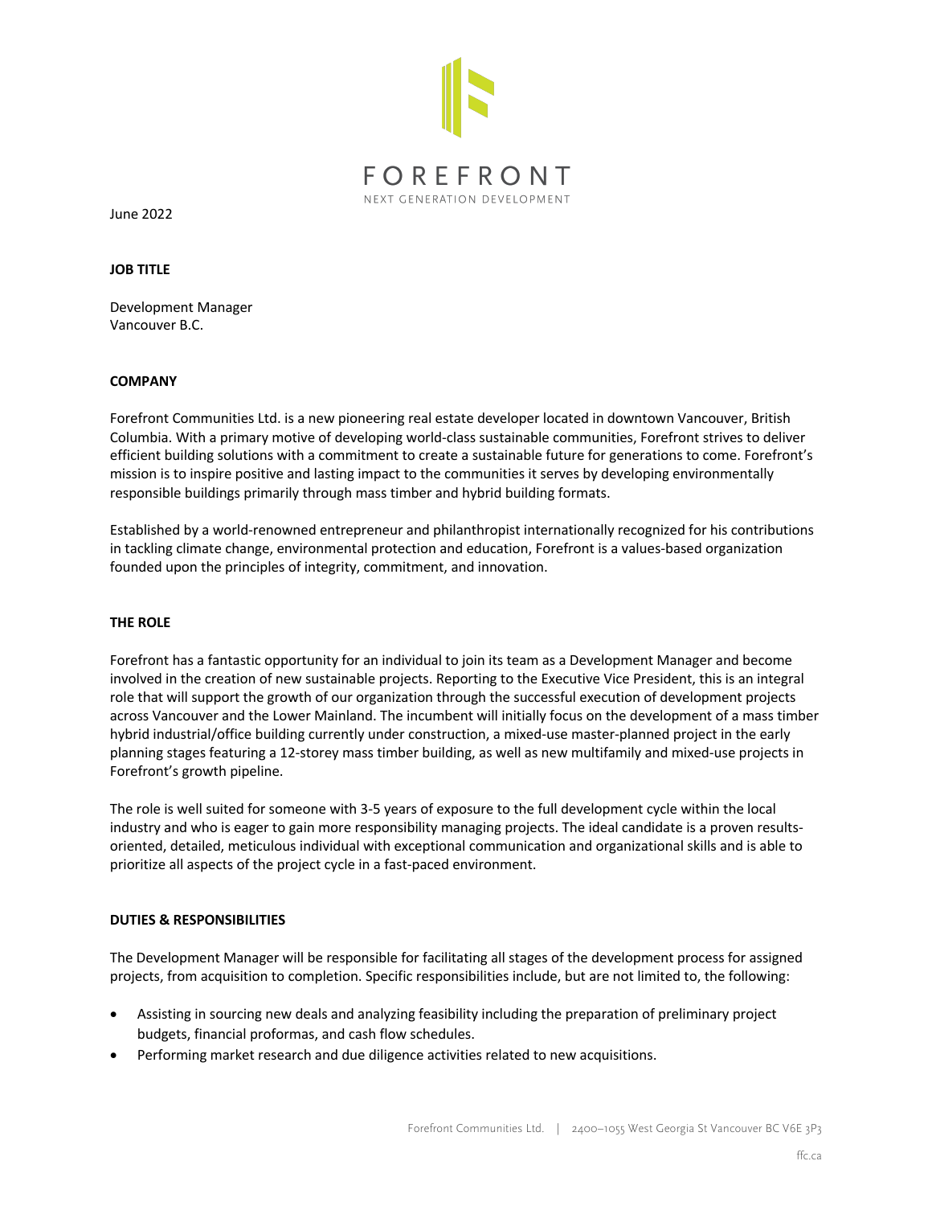FOREFRONT

NEXT GENERATION DEVELOPMENT

June 2022

**JOB TITLE**

Development Manager
Vancouver B.C.

**COMPANY**

Forefront Communities Ltd. is a new pioneering real estate developer located in downtown Vancouver, British Columbia. With a primary motive of developing world-class sustainable communities, Forefront strives to deliver efficient building solutions with a commitment to create a sustainable future for generations to come. Forefront's mission is to inspire positive and lasting impact to the communities it serves by developing environmentally responsible buildings primarily through mass timber and hybrid building formats.

Established by a world-renowned entrepreneur and philanthropist internationally recognized for his contributions in tackling climate change, environmental protection and education, Forefront is a values-based organization founded upon the principles of integrity, commitment, and innovation.

**THE ROLE**

Forefront has a fantastic opportunity for an individual to join its team as a Development Manager and become involved in the creation of new sustainable projects. Reporting to the Executive Vice President, this is an integral role that will support the growth of our organization through the successful execution of development projects across Vancouver and the Lower Mainland. The incumbent will initially focus on the development of a mass timber hybrid industrial/office building currently under construction, a mixed-use master-planned project in the early planning stages featuring a 12-storey mass timber building, as well as new multifamily and mixed-use projects in Forefront's growth pipeline.

The role is well suited for someone with 3-5 years of exposure to the full development cycle within the local industry and who is eager to gain more responsibility managing projects. The ideal candidate is a proven results-oriented, detailed, meticulous individual with exceptional communication and organizational skills and is able to prioritize all aspects of the project cycle in a fast-paced environment.

**DUTIES & RESPONSIBILITIES**

The Development Manager will be responsible for facilitating all stages of the development process for assigned projects, from acquisition to completion. Specific responsibilities include, but are not limited to, the following:

- Assisting in sourcing new deals and analyzing feasibility including the preparation of preliminary project budgets, financial proformas, and cash flow schedules.
- Performing market research and due diligence activities related to new acquisitions.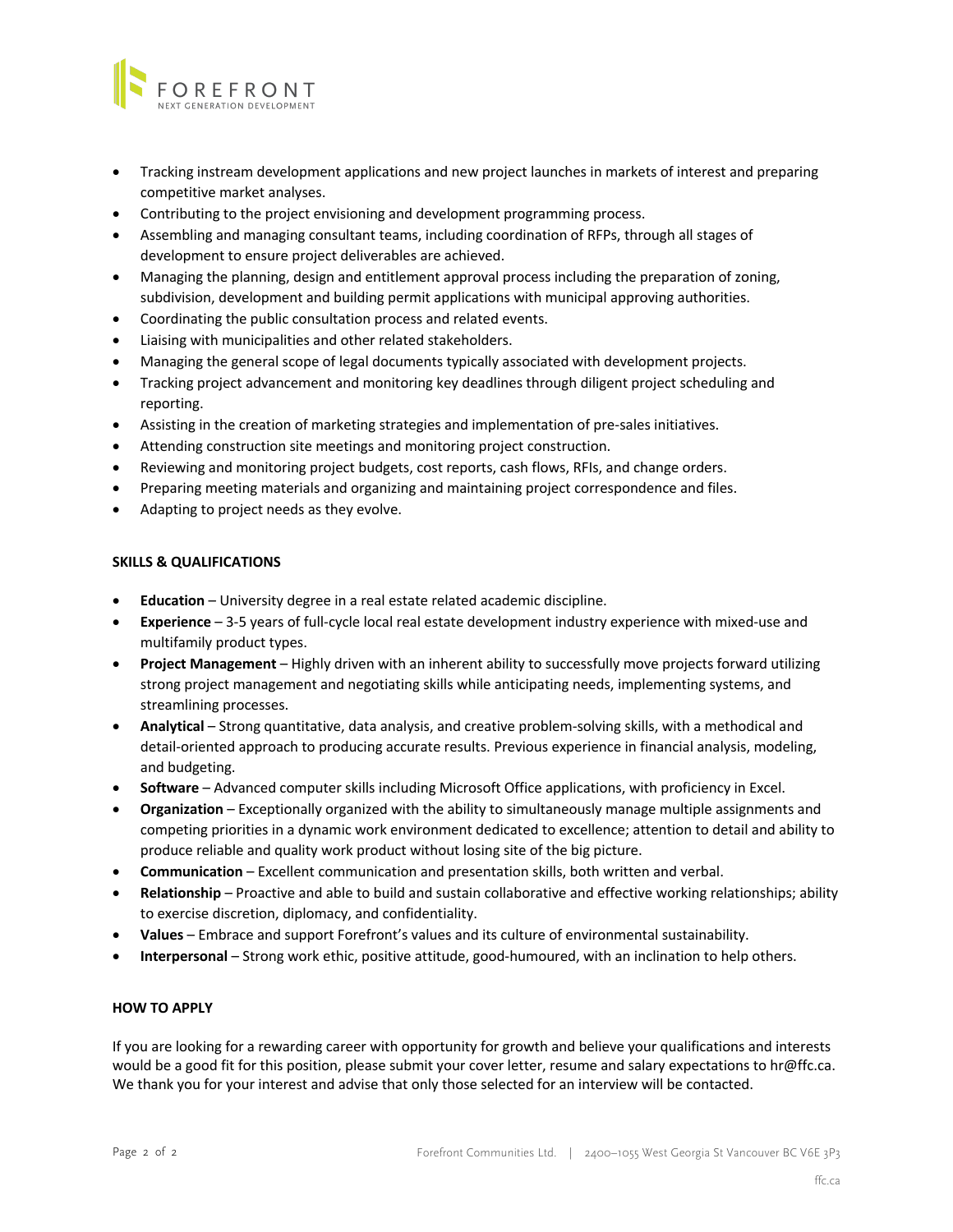- Tracking instream development applications and new project launches in markets of interest and preparing competitive market analyses.
- Contributing to the project envisioning and development programming process.
- Assembling and managing consultant teams, including coordination of RFPs, through all stages of development to ensure project deliverables are achieved.
- Managing the planning, design and entitlement approval process including the preparation of zoning, subdivision, development and building permit applications with municipal approving authorities.
- Coordinating the public consultation process and related events.
- Liaising with municipalities and other related stakeholders.
- Managing the general scope of legal documents typically associated with development projects.
- Tracking project advancement and monitoring key deadlines through diligent project scheduling and reporting.
- Assisting in the creation of marketing strategies and implementation of pre-sales initiatives.
- Attending construction site meetings and monitoring project construction.
- Reviewing and monitoring project budgets, cost reports, cash flows, RFIs, and change orders.
- Preparing meeting materials and organizing and maintaining project correspondence and files.
- Adapting to project needs as they evolve.

**SKILLS & QUALIFICATIONS**

- **Education** – University degree in a real estate related academic discipline.
- **Experience** – 3-5 years of full-cycle local real estate development industry experience with mixed-use and multifamily product types.
- **Project Management** – Highly driven with an inherent ability to successfully move projects forward utilizing strong project management and negotiating skills while anticipating needs, implementing systems, and streamlining processes.
- **Analytical** – Strong quantitative, data analysis, and creative problem-solving skills, with a methodical and detail-oriented approach to producing accurate results. Previous experience in financial analysis, modeling, and budgeting.
- **Software** – Advanced computer skills including Microsoft Office applications, with proficiency in Excel.
- **Organization** – Exceptionally organized with the ability to simultaneously manage multiple assignments and competing priorities in a dynamic work environment dedicated to excellence; attention to detail and ability to produce reliable and quality work product without losing site of the big picture.
- **Communication** – Excellent communication and presentation skills, both written and verbal.
- **Relationship** – Proactive and able to build and sustain collaborative and effective working relationships; ability to exercise discretion, diplomacy, and confidentiality.
- **Values** – Embrace and support Forefront's values and its culture of environmental sustainability.
- **Interpersonal** – Strong work ethic, positive attitude, good-humoured, with an inclination to help others.

**HOW TO APPLY**

If you are looking for a rewarding career with opportunity for growth and believe your qualifications and interests would be a good fit for this position, please submit your cover letter, resume and salary expectations to hr@ffc.ca. We thank you for your interest and advise that only those selected for an interview will be contacted.